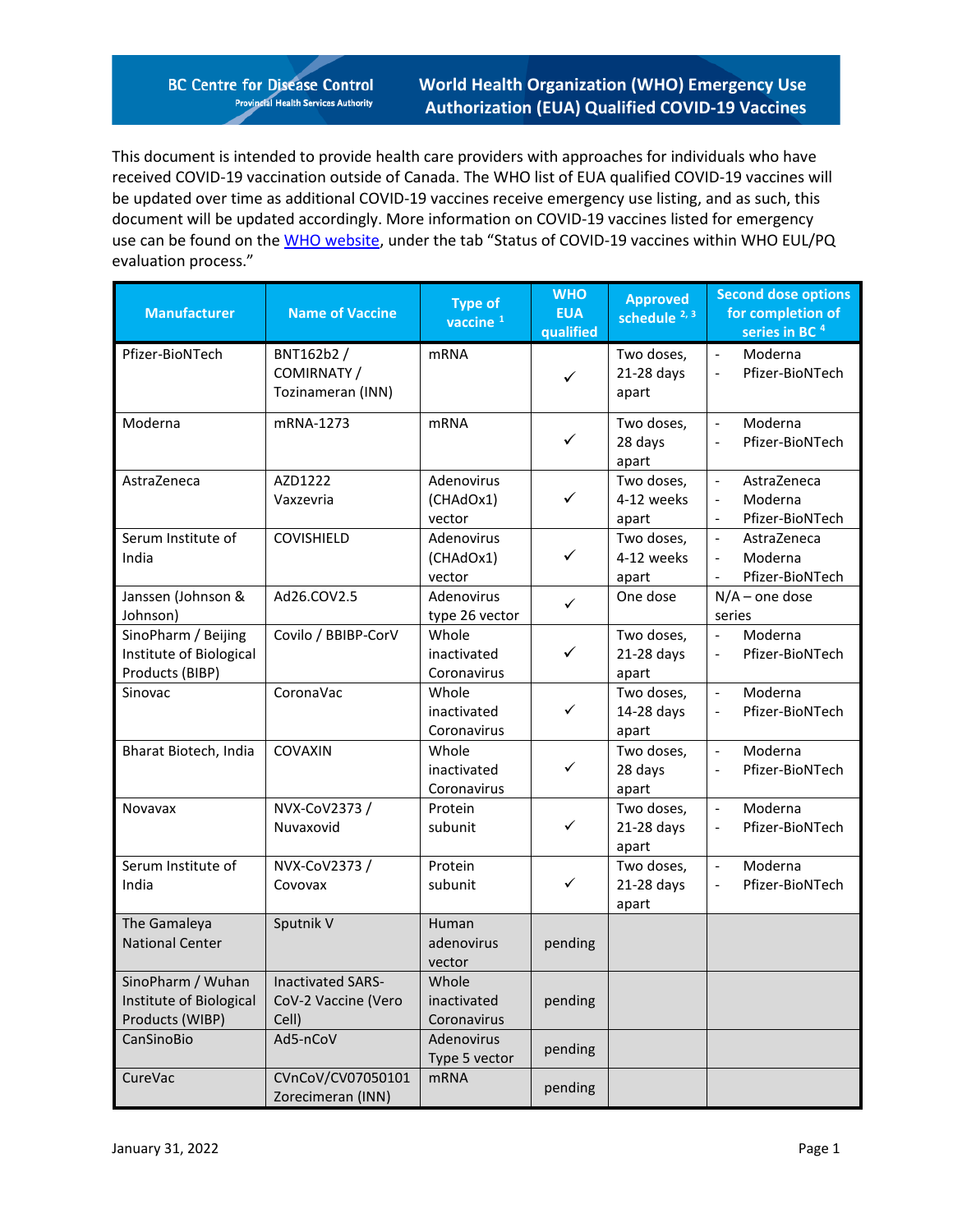# World Health Organization (WHO) Emergency Use Authorization (EUA) Qualified COVID-19 Vaccines

This document is intended to provide health care providers with approaches for individuals who have received COVID-19 vaccination outside of Canada. The WHO list of EUA qualified COVID-19 vaccines will be updated over time as additional COVID-19 vaccines receive emergency use listing, and as such, this document will be updated accordingly. More information on COVID-19 vaccines listed for emergency use can be found on the WHO website, under the tab "Status of COVID-19 vaccines within WHO EUL/PQ evaluation process."

| Manufacturer | Name of Vaccine | Type of vaccine [1] | WHO EUA qualified | Approved schedule [2, 3] | Second dose options for completion of series in BC [4] |
|---|---|---|---|---|---|
| Pfizer-BioNTech | BNT162b2 / COMIRNATY / Tozinameran (INN) | mRNA | ✓ | Two doses, 21-28 days apart | - Moderna<br>- Pfizer-BioNTech |
| Moderna | mRNA-1273 | mRNA | ✓ | Two doses, 28 days apart | - Moderna<br>- Pfizer-BioNTech |
| AstraZeneca | AZD1222 Vaxzevria | Adenovirus (CHAdOx1) vector | ✓ | Two doses, 4-12 weeks apart | - AstraZeneca<br>- Moderna<br>- Pfizer-BioNTech |
| Serum Institute of India | COVISHIELD | Adenovirus (CHAdOx1) vector | ✓ | Two doses, 4-12 weeks apart | - AstraZeneca<br>- Moderna<br>- Pfizer-BioNTech |
| Janssen (Johnson & Johnson) | Ad26.COV2.5 | Adenovirus type 26 vector | ✓ | One dose | N/A – one dose series |
| SinoPharm / Beijing Institute of Biological Products (BIBP) | Covilo / BBIBP-CorV | Whole inactivated Coronavirus | ✓ | Two doses, 21-28 days apart | - Moderna<br>- Pfizer-BioNTech |
| Sinovac | CoronaVac | Whole inactivated Coronavirus | ✓ | Two doses, 14-28 days apart | - Moderna<br>- Pfizer-BioNTech |
| Bharat Biotech, India | COVAXIN | Whole inactivated Coronavirus | ✓ | Two doses, 28 days apart | - Moderna<br>- Pfizer-BioNTech |
| Novavax | NVX-CoV2373 / Nuvaxovid | Protein subunit | ✓ | Two doses, 21-28 days apart | - Moderna<br>- Pfizer-BioNTech |
| Serum Institute of India | NVX-CoV2373 / Covovax | Protein subunit | ✓ | Two doses, 21-28 days apart | - Moderna<br>- Pfizer-BioNTech |
| The Gamaleya National Center | Sputnik V | Human adenovirus vector | pending | | |
| SinoPharm / Wuhan Institute of Biological Products (WIBP) | Inactivated SARS-CoV-2 Vaccine (Vero Cell) | Whole inactivated Coronavirus | pending | | |
| CanSinoBio | Ad5-nCoV | Adenovirus Type 5 vector | pending | | |
| CureVac | CVnCoV/CV07050101 Zorecimeran (INN) | mRNA | pending | | |

January 31, 2022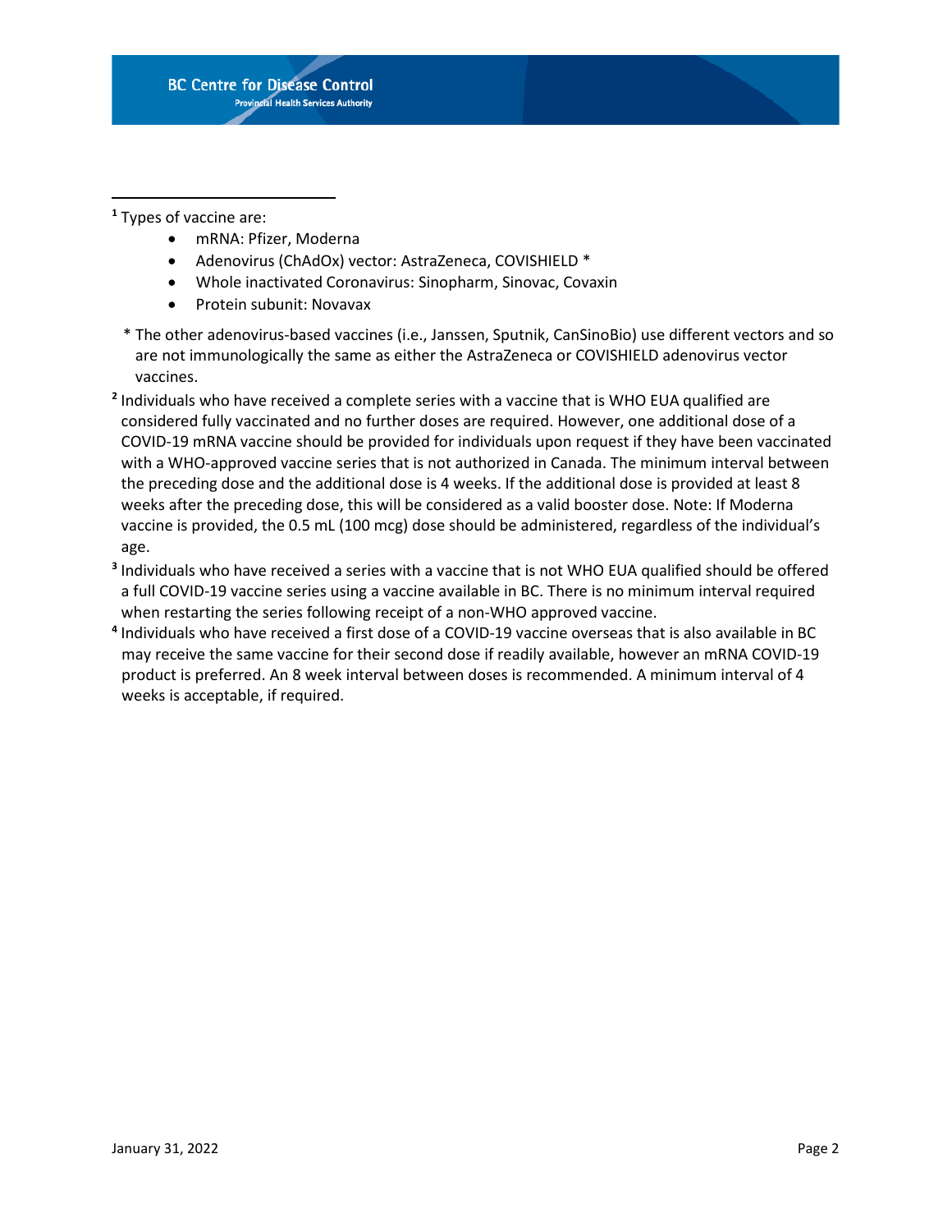[1] Types of vaccine are:

- mRNA: Pfizer, Moderna
- Adenovirus (ChAdOx) vector: AstraZeneca, COVISHIELD *
- Whole inactivated Coronavirus: Sinopharm, Sinovac, Covaxin
- Protein subunit: Novavax

\* The other adenovirus-based vaccines (i.e., Janssen, Sputnik, CanSinoBio) use different vectors and so are not immunologically the same as either the AstraZeneca or COVISHIELD adenovirus vector vaccines.

[2] Individuals who have received a complete series with a vaccine that is WHO EUA qualified are considered fully vaccinated and no further doses are required. However, one additional dose of a COVID-19 mRNA vaccine should be provided for individuals upon request if they have been vaccinated with a WHO-approved vaccine series that is not authorized in Canada. The minimum interval between the preceding dose and the additional dose is 4 weeks. If the additional dose is provided at least 8 weeks after the preceding dose, this will be considered as a valid booster dose. Note: If Moderna vaccine is provided, the 0.5 mL (100 mcg) dose should be administered, regardless of the individual's age.

[3] Individuals who have received a series with a vaccine that is not WHO EUA qualified should be offered a full COVID-19 vaccine series using a vaccine available in BC. There is no minimum interval required when restarting the series following receipt of a non-WHO approved vaccine.

[4] Individuals who have received a first dose of a COVID-19 vaccine overseas that is also available in BC may receive the same vaccine for their second dose if readily available, however an mRNA COVID-19 product is preferred. An 8 week interval between doses is recommended. A minimum interval of 4 weeks is acceptable, if required.